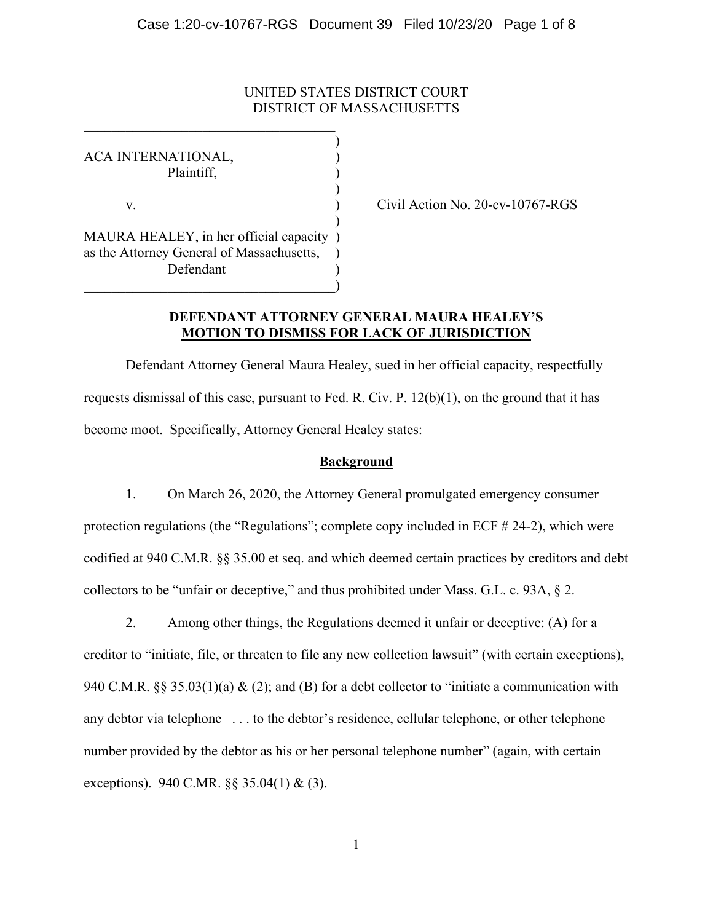UNITED STATES DISTRICT COURT
DISTRICT OF MASSACHUSETTS

ACA INTERNATIONAL,
Plaintiff,

v.

MAURA HEALEY, in her official capacity as the Attorney General of Massachusetts,
Defendant

Civil Action No. 20-cv-10767-RGS

**DEFENDANT ATTORNEY GENERAL MAURA HEALEY'S**
**MOTION TO DISMISS FOR LACK OF JURISDICTION**

Defendant Attorney General Maura Healey, sued in her official capacity, respectfully requests dismissal of this case, pursuant to Fed. R. Civ. P. 12(b)(1), on the ground that it has become moot. Specifically, Attorney General Healey states:

**Background**

1. On March 26, 2020, the Attorney General promulgated emergency consumer protection regulations (the "Regulations"; complete copy included in ECF # 24-2), which were codified at 940 C.M.R. §§ 35.00 et seq. and which deemed certain practices by creditors and debt collectors to be "unfair or deceptive," and thus prohibited under Mass. G.L. c. 93A, § 2.

2. Among other things, the Regulations deemed it unfair or deceptive: (A) for a creditor to "initiate, file, or threaten to file any new collection lawsuit" (with certain exceptions), 940 C.M.R. §§ 35.03(1)(a) & (2); and (B) for a debt collector to "initiate a communication with any debtor via telephone . . . to the debtor's residence, cellular telephone, or other telephone number provided by the debtor as his or her personal telephone number" (again, with certain exceptions). 940 C.MR. §§ 35.04(1) & (3).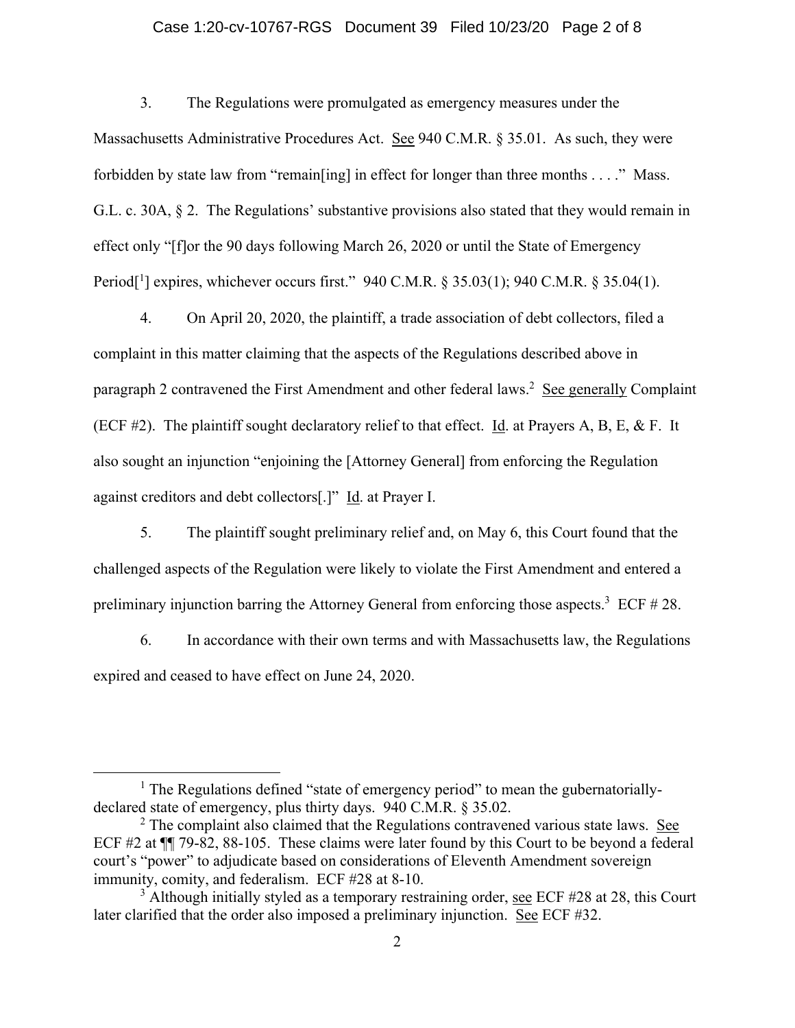3. The Regulations were promulgated as emergency measures under the Massachusetts Administrative Procedures Act. See 940 C.M.R. § 35.01. As such, they were forbidden by state law from "remain[ing] in effect for longer than three months . . . ." Mass. G.L. c. 30A, § 2. The Regulations' substantive provisions also stated that they would remain in effect only "[f]or the 90 days following March 26, 2020 or until the State of Emergency Period[[1]] expires, whichever occurs first." 940 C.M.R. § 35.03(1); 940 C.M.R. § 35.04(1).

4. On April 20, 2020, the plaintiff, a trade association of debt collectors, filed a complaint in this matter claiming that the aspects of the Regulations described above in paragraph 2 contravened the First Amendment and other federal laws.[2] See generally Complaint (ECF #2). The plaintiff sought declaratory relief to that effect. Id. at Prayers A, B, E, & F. It also sought an injunction "enjoining the [Attorney General] from enforcing the Regulation against creditors and debt collectors[.]" Id. at Prayer I.

5. The plaintiff sought preliminary relief and, on May 6, this Court found that the challenged aspects of the Regulation were likely to violate the First Amendment and entered a preliminary injunction barring the Attorney General from enforcing those aspects.[3] ECF # 28.

6. In accordance with their own terms and with Massachusetts law, the Regulations expired and ceased to have effect on June 24, 2020.

---

[1] The Regulations defined "state of emergency period" to mean the gubernatorially-declared state of emergency, plus thirty days. 940 C.M.R. § 35.02.

[2] The complaint also claimed that the Regulations contravened various state laws. See ECF #2 at ¶¶ 79-82, 88-105. These claims were later found by this Court to be beyond a federal court's "power" to adjudicate based on considerations of Eleventh Amendment sovereign immunity, comity, and federalism. ECF #28 at 8-10.

[3] Although initially styled as a temporary restraining order, see ECF #28 at 28, this Court later clarified that the order also imposed a preliminary injunction. See ECF #32.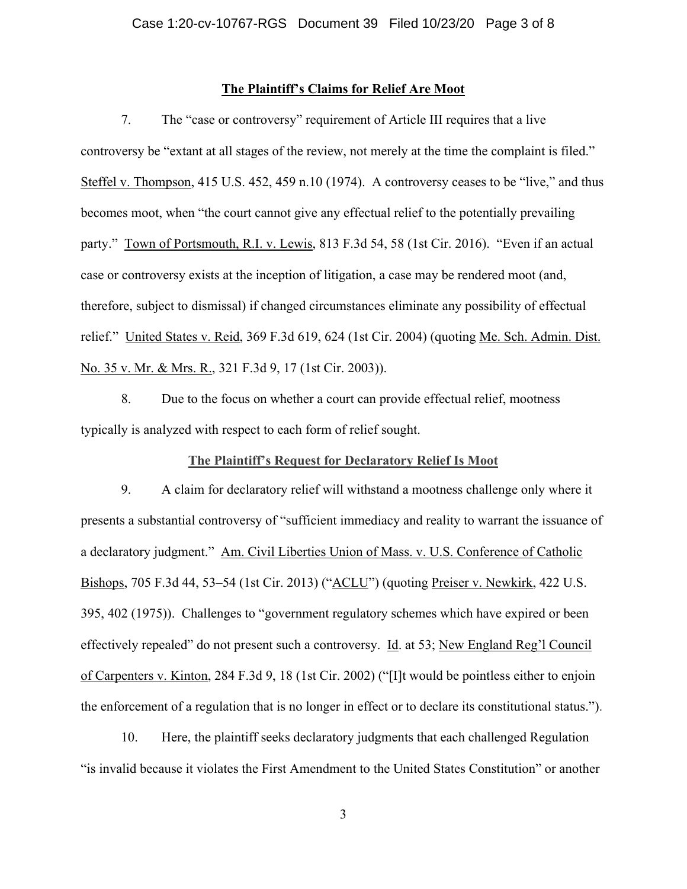## The Plaintiff's Claims for Relief Are Moot

7. The "case or controversy" requirement of Article III requires that a live controversy be "extant at all stages of the review, not merely at the time the complaint is filed." Steffel v. Thompson, 415 U.S. 452, 459 n.10 (1974). A controversy ceases to be "live," and thus becomes moot, when "the court cannot give any effectual relief to the potentially prevailing party." Town of Portsmouth, R.I. v. Lewis, 813 F.3d 54, 58 (1st Cir. 2016). "Even if an actual case or controversy exists at the inception of litigation, a case may be rendered moot (and, therefore, subject to dismissal) if changed circumstances eliminate any possibility of effectual relief." United States v. Reid, 369 F.3d 619, 624 (1st Cir. 2004) (quoting Me. Sch. Admin. Dist. No. 35 v. Mr. & Mrs. R., 321 F.3d 9, 17 (1st Cir. 2003)).

8. Due to the focus on whether a court can provide effectual relief, mootness typically is analyzed with respect to each form of relief sought.

### The Plaintiff's Request for Declaratory Relief Is Moot

9. A claim for declaratory relief will withstand a mootness challenge only where it presents a substantial controversy of "sufficient immediacy and reality to warrant the issuance of a declaratory judgment." Am. Civil Liberties Union of Mass. v. U.S. Conference of Catholic Bishops, 705 F.3d 44, 53–54 (1st Cir. 2013) ("ACLU") (quoting Preiser v. Newkirk, 422 U.S. 395, 402 (1975)). Challenges to "government regulatory schemes which have expired or been effectively repealed" do not present such a controversy. Id. at 53; New England Reg'l Council of Carpenters v. Kinton, 284 F.3d 9, 18 (1st Cir. 2002) ("[I]t would be pointless either to enjoin the enforcement of a regulation that is no longer in effect or to declare its constitutional status.").

10. Here, the plaintiff seeks declaratory judgments that each challenged Regulation "is invalid because it violates the First Amendment to the United States Constitution" or another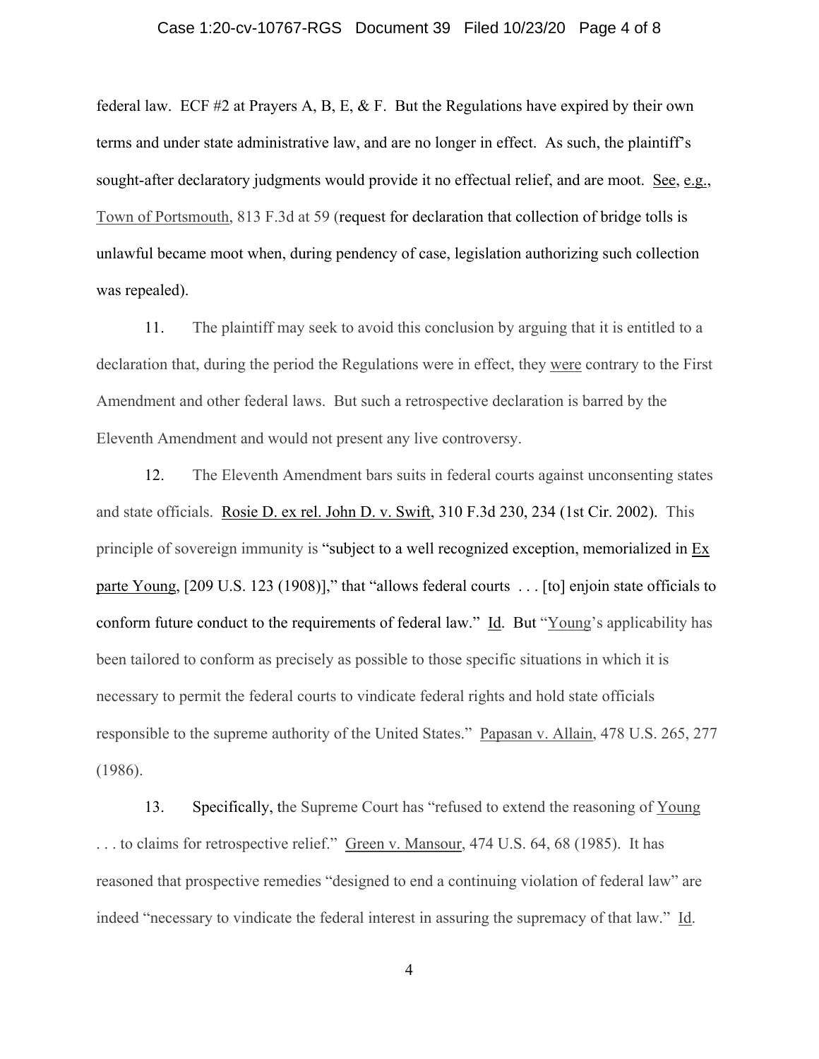federal law. ECF #2 at Prayers A, B, E, & F. But the Regulations have expired by their own terms and under state administrative law, and are no longer in effect. As such, the plaintiff's sought-after declaratory judgments would provide it no effectual relief, and are moot. See, e.g., Town of Portsmouth, 813 F.3d at 59 (request for declaration that collection of bridge tolls is unlawful became moot when, during pendency of case, legislation authorizing such collection was repealed).

11. The plaintiff may seek to avoid this conclusion by arguing that it is entitled to a declaration that, during the period the Regulations were in effect, they were contrary to the First Amendment and other federal laws. But such a retrospective declaration is barred by the Eleventh Amendment and would not present any live controversy.

12. The Eleventh Amendment bars suits in federal courts against unconsenting states and state officials. Rosie D. ex rel. John D. v. Swift, 310 F.3d 230, 234 (1st Cir. 2002). This principle of sovereign immunity is "subject to a well recognized exception, memorialized in Ex parte Young, [209 U.S. 123 (1908)]," that "allows federal courts . . . [to] enjoin state officials to conform future conduct to the requirements of federal law." Id. But "Young's applicability has been tailored to conform as precisely as possible to those specific situations in which it is necessary to permit the federal courts to vindicate federal rights and hold state officials responsible to the supreme authority of the United States." Papasan v. Allain, 478 U.S. 265, 277 (1986).

13. Specifically, the Supreme Court has "refused to extend the reasoning of Young . . . to claims for retrospective relief." Green v. Mansour, 474 U.S. 64, 68 (1985). It has reasoned that prospective remedies "designed to end a continuing violation of federal law" are indeed "necessary to vindicate the federal interest in assuring the supremacy of that law." Id.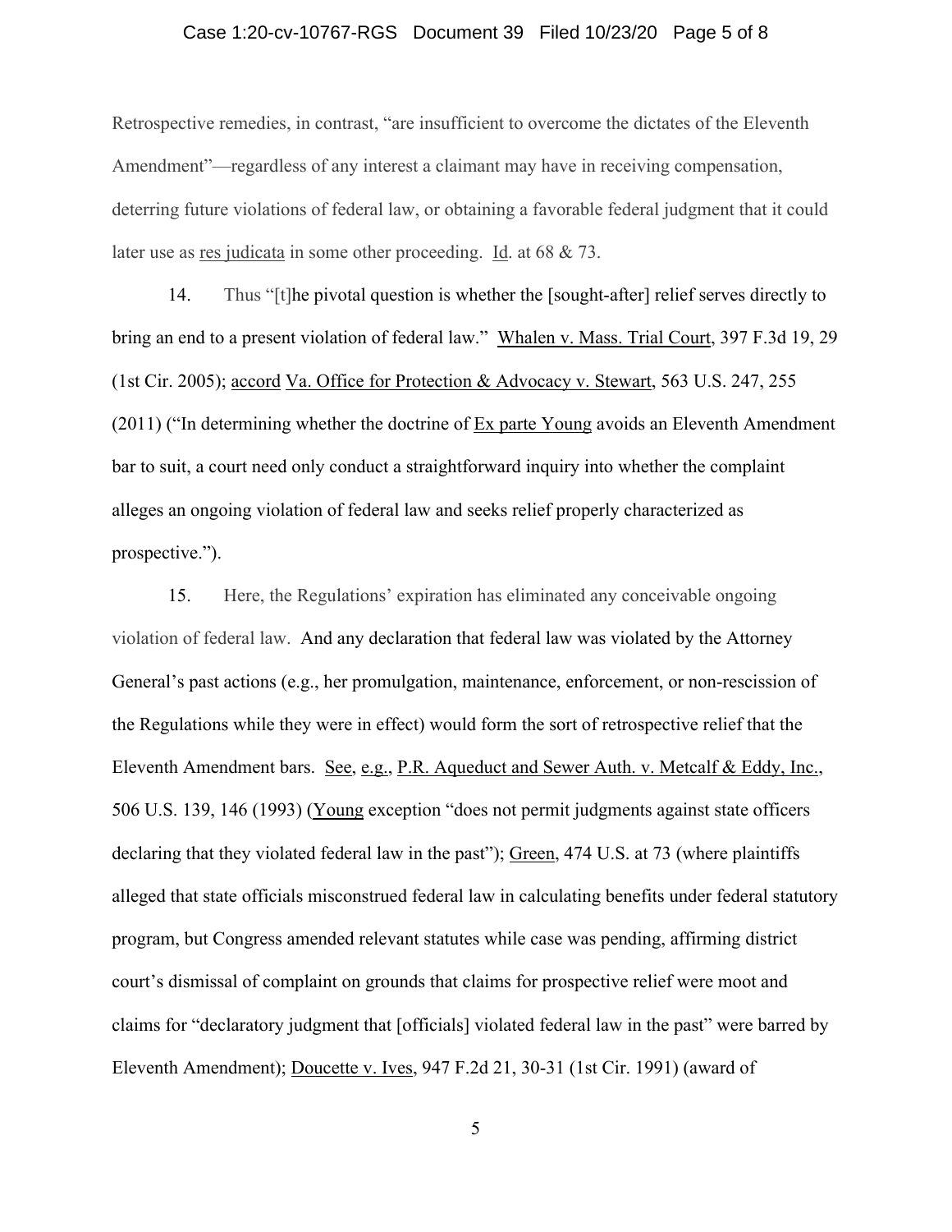Retrospective remedies, in contrast, "are insufficient to overcome the dictates of the Eleventh Amendment"—regardless of any interest a claimant may have in receiving compensation, deterring future violations of federal law, or obtaining a favorable federal judgment that it could later use as res judicata in some other proceeding. Id. at 68 & 73.

14. Thus "[t]he pivotal question is whether the [sought-after] relief serves directly to bring an end to a present violation of federal law." Whalen v. Mass. Trial Court, 397 F.3d 19, 29 (1st Cir. 2005); accord Va. Office for Protection & Advocacy v. Stewart, 563 U.S. 247, 255 (2011) ("In determining whether the doctrine of Ex parte Young avoids an Eleventh Amendment bar to suit, a court need only conduct a straightforward inquiry into whether the complaint alleges an ongoing violation of federal law and seeks relief properly characterized as prospective.").

15. Here, the Regulations' expiration has eliminated any conceivable ongoing violation of federal law. And any declaration that federal law was violated by the Attorney General's past actions (e.g., her promulgation, maintenance, enforcement, or non-rescission of the Regulations while they were in effect) would form the sort of retrospective relief that the Eleventh Amendment bars. See, e.g., P.R. Aqueduct and Sewer Auth. v. Metcalf & Eddy, Inc., 506 U.S. 139, 146 (1993) (Young exception "does not permit judgments against state officers declaring that they violated federal law in the past"); Green, 474 U.S. at 73 (where plaintiffs alleged that state officials misconstrued federal law in calculating benefits under federal statutory program, but Congress amended relevant statutes while case was pending, affirming district court's dismissal of complaint on grounds that claims for prospective relief were moot and claims for "declaratory judgment that [officials] violated federal law in the past" were barred by Eleventh Amendment); Doucette v. Ives, 947 F.2d 21, 30-31 (1st Cir. 1991) (award of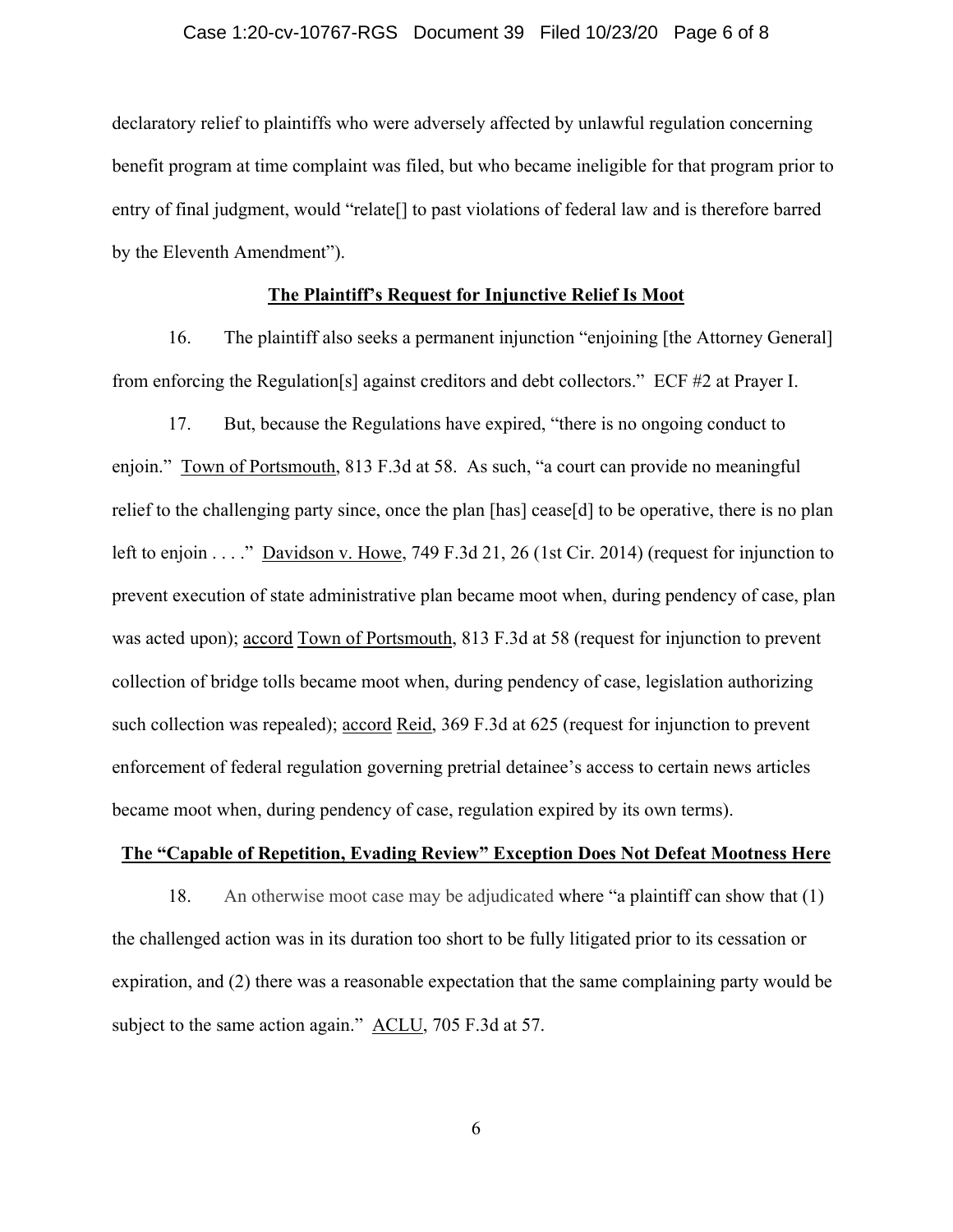declaratory relief to plaintiffs who were adversely affected by unlawful regulation concerning benefit program at time complaint was filed, but who became ineligible for that program prior to entry of final judgment, would "relate[] to past violations of federal law and is therefore barred by the Eleventh Amendment").

**<u>The Plaintiff's Request for Injunctive Relief Is Moot</u>**

16. The plaintiff also seeks a permanent injunction "enjoining [the Attorney General] from enforcing the Regulation[s] against creditors and debt collectors." ECF #2 at Prayer I.

17. But, because the Regulations have expired, "there is no ongoing conduct to enjoin." <u>Town of Portsmouth</u>, 813 F.3d at 58. As such, "a court can provide no meaningful relief to the challenging party since, once the plan [has] cease[d] to be operative, there is no plan left to enjoin . . . ." <u>Davidson v. Howe</u>, 749 F.3d 21, 26 (1st Cir. 2014) (request for injunction to prevent execution of state administrative plan became moot when, during pendency of case, plan was acted upon); <u>accord</u> <u>Town of Portsmouth</u>, 813 F.3d at 58 (request for injunction to prevent collection of bridge tolls became moot when, during pendency of case, legislation authorizing such collection was repealed); <u>accord</u> <u>Reid</u>, 369 F.3d at 625 (request for injunction to prevent enforcement of federal regulation governing pretrial detainee's access to certain news articles became moot when, during pendency of case, regulation expired by its own terms).

**<u>The "Capable of Repetition, Evading Review" Exception Does Not Defeat Mootness Here</u>**

18. An otherwise moot case may be adjudicated where "a plaintiff can show that (1) the challenged action was in its duration too short to be fully litigated prior to its cessation or expiration, and (2) there was a reasonable expectation that the same complaining party would be subject to the same action again." <u>ACLU</u>, 705 F.3d at 57.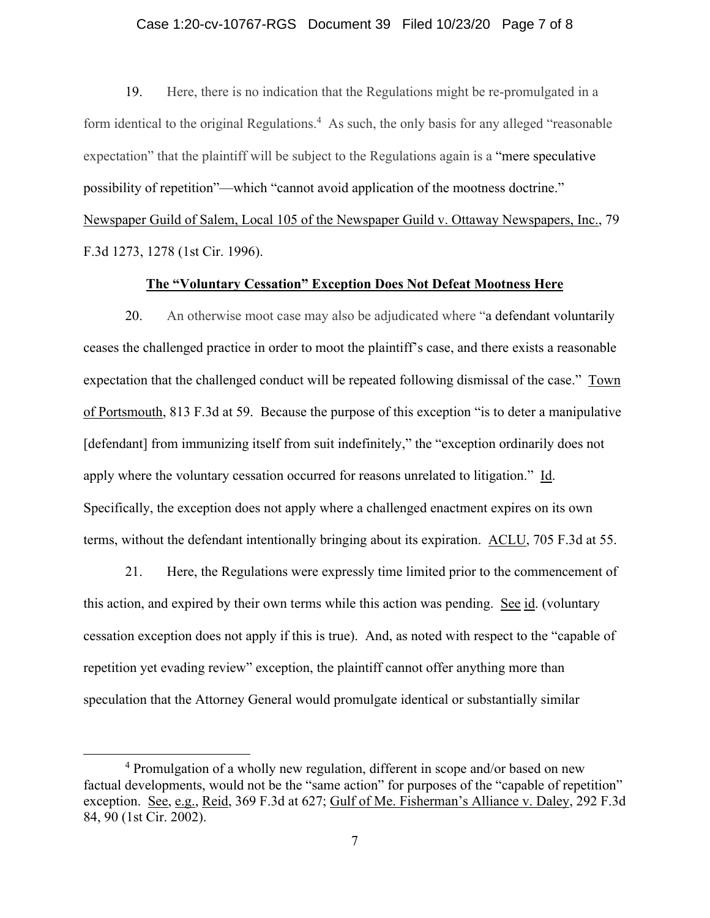19. Here, there is no indication that the Regulations might be re-promulgated in a form identical to the original Regulations.[4] As such, the only basis for any alleged "reasonable expectation" that the plaintiff will be subject to the Regulations again is a "mere speculative possibility of repetition"—which "cannot avoid application of the mootness doctrine." Newspaper Guild of Salem, Local 105 of the Newspaper Guild v. Ottaway Newspapers, Inc., 79 F.3d 1273, 1278 (1st Cir. 1996).

**The "Voluntary Cessation" Exception Does Not Defeat Mootness Here**

20. An otherwise moot case may also be adjudicated where "a defendant voluntarily ceases the challenged practice in order to moot the plaintiff's case, and there exists a reasonable expectation that the challenged conduct will be repeated following dismissal of the case." Town of Portsmouth, 813 F.3d at 59. Because the purpose of this exception "is to deter a manipulative [defendant] from immunizing itself from suit indefinitely," the "exception ordinarily does not apply where the voluntary cessation occurred for reasons unrelated to litigation." Id. Specifically, the exception does not apply where a challenged enactment expires on its own terms, without the defendant intentionally bringing about its expiration. ACLU, 705 F.3d at 55.

21. Here, the Regulations were expressly time limited prior to the commencement of this action, and expired by their own terms while this action was pending. See id. (voluntary cessation exception does not apply if this is true). And, as noted with respect to the "capable of repetition yet evading review" exception, the plaintiff cannot offer anything more than speculation that the Attorney General would promulgate identical or substantially similar

[4] Promulgation of a wholly new regulation, different in scope and/or based on new factual developments, would not be the "same action" for purposes of the "capable of repetition" exception. See, e.g., Reid, 369 F.3d at 627; Gulf of Me. Fisherman's Alliance v. Daley, 292 F.3d 84, 90 (1st Cir. 2002).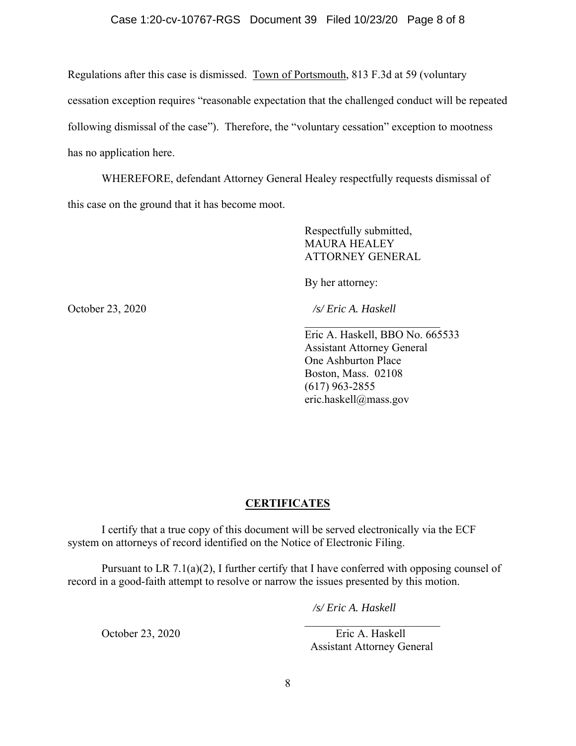Regulations after this case is dismissed. Town of Portsmouth, 813 F.3d at 59 (voluntary cessation exception requires "reasonable expectation that the challenged conduct will be repeated following dismissal of the case"). Therefore, the "voluntary cessation" exception to mootness has no application here.

WHEREFORE, defendant Attorney General Healey respectfully requests dismissal of this case on the ground that it has become moot.

Respectfully submitted,
MAURA HEALEY
ATTORNEY GENERAL

By her attorney:

October 23, 2020

*/s/ Eric A. Haskell*

Eric A. Haskell, BBO No. 665533
Assistant Attorney General
One Ashburton Place
Boston, Mass. 02108
(617) 963-2855
eric.haskell@mass.gov

**CERTIFICATES**

I certify that a true copy of this document will be served electronically via the ECF system on attorneys of record identified on the Notice of Electronic Filing.

Pursuant to LR 7.1(a)(2), I further certify that I have conferred with opposing counsel of record in a good-faith attempt to resolve or narrow the issues presented by this motion.

*/s/ Eric A. Haskell*

October 23, 2020

Eric A. Haskell
Assistant Attorney General